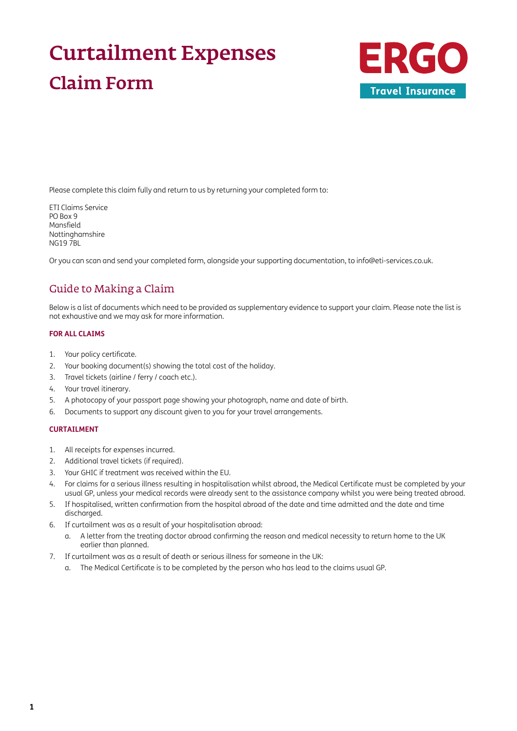# Curtailment Expenses

# Claim Form

ERGO

Travel Insurance

Please complete this claim fully and return to us by returning your completed form to:

ETI Claims Service
PO Box 9
Mansfield
Nottinghamshire
NG19 7BL

Or you can scan and send your completed form, alongside your supporting documentation, to info@eti-services.co.uk.

## Guide to Making a Claim

Below is a list of documents which need to be provided as supplementary evidence to support your claim. Please note the list is not exhaustive and we may ask for more information.

### FOR ALL CLAIMS

1. Your policy certificate.
2. Your booking document(s) showing the total cost of the holiday.
3. Travel tickets (airline / ferry / coach etc.).
4. Your travel itinerary.
5. A photocopy of your passport page showing your photograph, name and date of birth.
6. Documents to support any discount given to you for your travel arrangements.

### CURTAILMENT

1. All receipts for expenses incurred.
2. Additional travel tickets (if required).
3. Your GHIC if treatment was received within the EU.
4. For claims for a serious illness resulting in hospitalisation whilst abroad, the Medical Certificate must be completed by your usual GP, unless your medical records were already sent to the assistance company whilst you were being treated abroad.
5. If hospitalised, written confirmation from the hospital abroad of the date and time admitted and the date and time discharged.
6. If curtailment was as a result of your hospitalisation abroad:
   a. A letter from the treating doctor abroad confirming the reason and medical necessity to return home to the UK earlier than planned.
7. If curtailment was as a result of death or serious illness for someone in the UK:
   a. The Medical Certificate is to be completed by the person who has lead to the claims usual GP.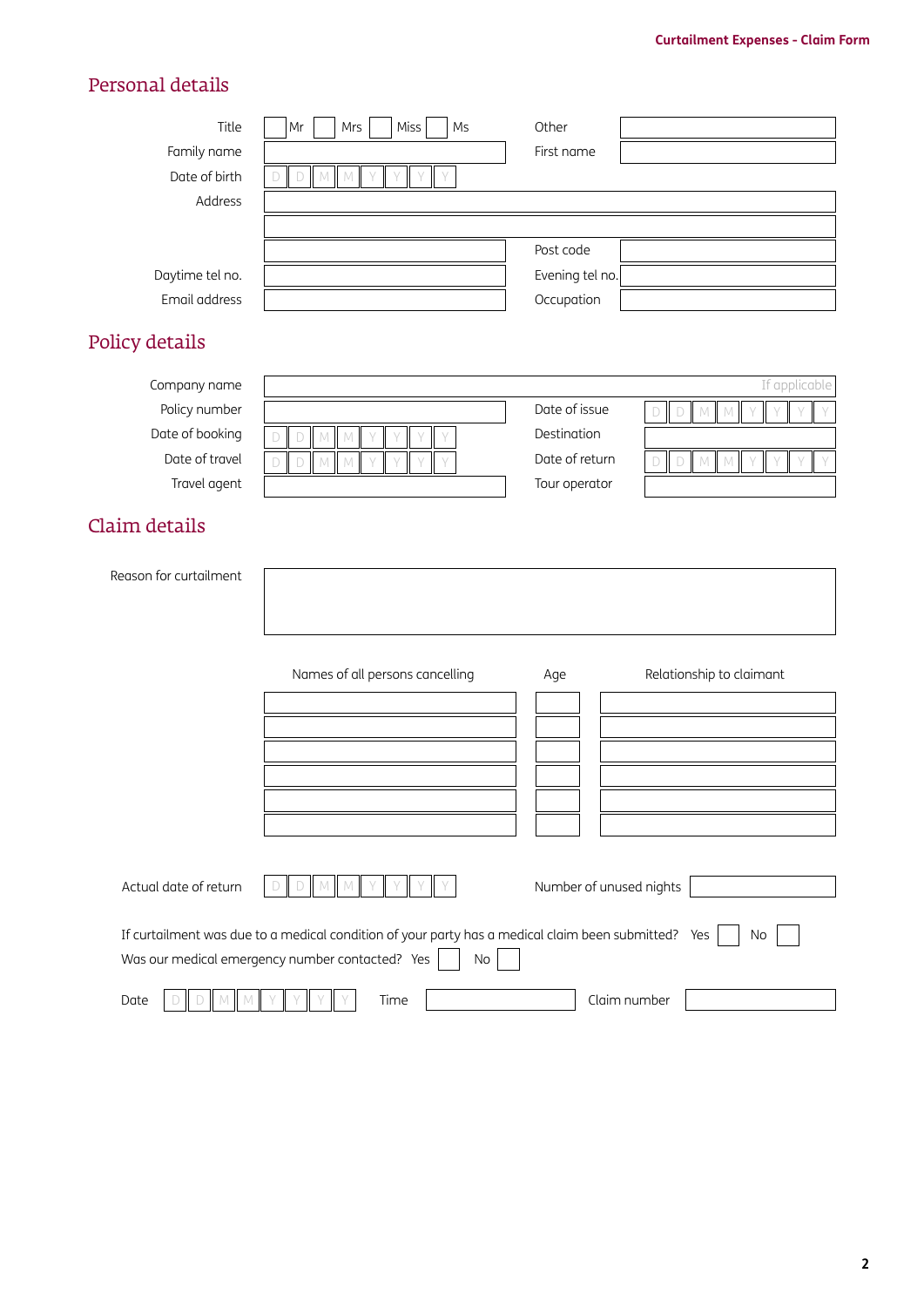## Personal details

Title ☐ Mr ☐ Mrs ☐ Miss ☐ Ms Other

Family name First name

Date of birth D D M M Y Y Y Y

Address

Post code

Daytime tel no. Evening tel no.

Email address Occupation

## Policy details

Company name If applicable

Policy number Date of issue D D M M Y Y Y Y

Date of booking D D M M Y Y Y Y Destination

Date of travel D D M M Y Y Y Y Date of return D D M M Y Y Y Y

Travel agent Tour operator

## Claim details

Reason for curtailment

| Names of all persons cancelling | Age | Relationship to claimant |
|---|---|---|
| | | |
| | | |
| | | |
| | | |
| | | |
| | | |

Actual date of return D D M M Y Y Y Y Number of unused nights

If curtailment was due to a medical condition of your party has a medical claim been submitted? Yes ☐ No ☐

Was our medical emergency number contacted? Yes ☐ No ☐

Date D D M M Y Y Y Y Time Claim number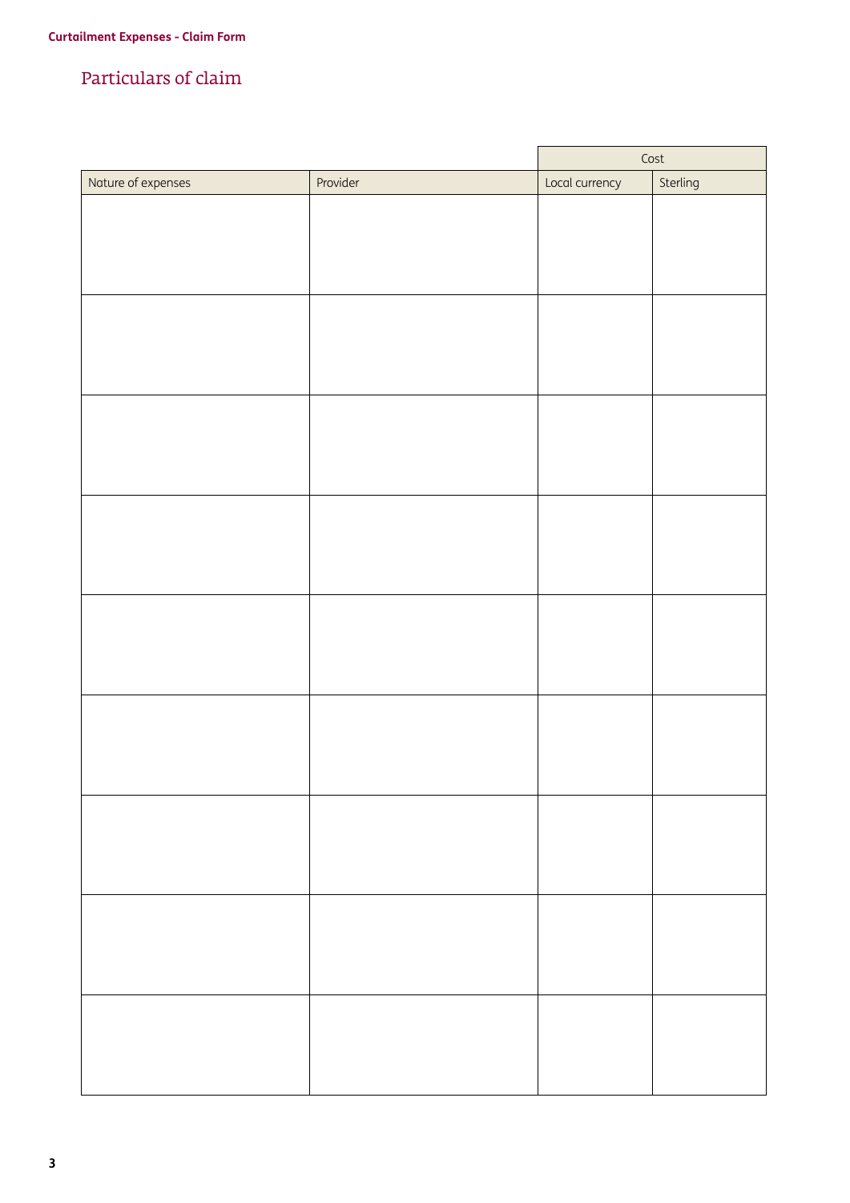## Particulars of claim

| | | Cost | |
|---|---|---|---|
| Nature of expenses | Provider | Local currency | Sterling |
| | | | |
| | | | |
| | | | |
| | | | |
| | | | |
| | | | |
| | | | |
| | | | |
| | | | |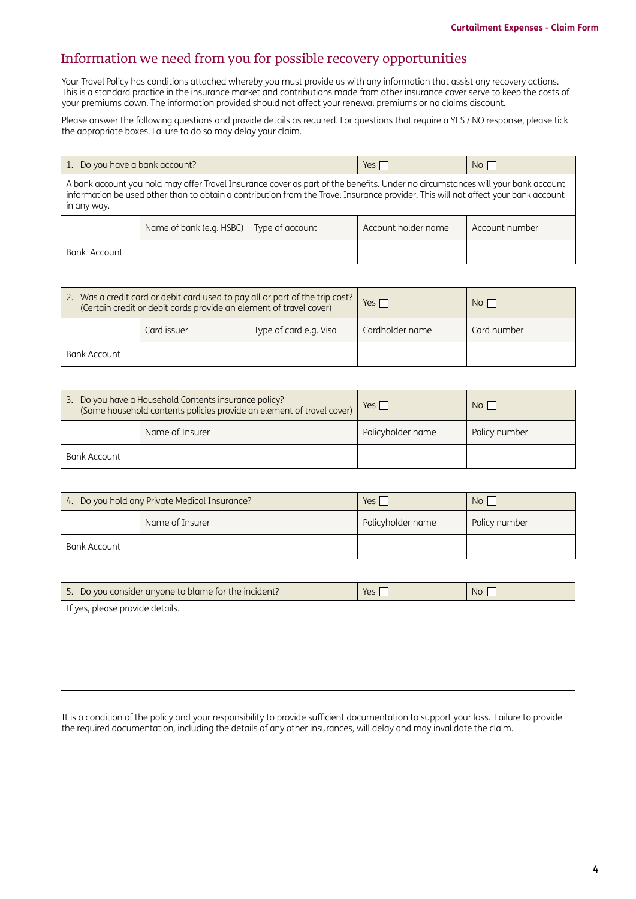## Information we need from you for possible recovery opportunities

Your Travel Policy has conditions attached whereby you must provide us with any information that assist any recovery actions. This is a standard practice in the insurance market and contributions made from other insurance cover serve to keep the costs of your premiums down. The information provided should not affect your renewal premiums or no claims discount.

Please answer the following questions and provide details as required. For questions that require a YES / NO response, please tick the appropriate boxes. Failure to do so may delay your claim.

| 1. Do you have a bank account? | | | Yes ☐ | No ☐ |
|---|---|---|---|---|
| A bank account you hold may offer Travel Insurance cover as part of the benefits. Under no circumstances will your bank account information be used other than to obtain a contribution from the Travel Insurance provider. This will not affect your bank account in any way. | | | | |
| | Name of bank (e.g. HSBC) | Type of account | Account holder name | Account number |
| Bank Account | | | | |

| 2. Was a credit card or debit card used to pay all or part of the trip cost? (Certain credit or debit cards provide an element of travel cover) | | | Yes ☐ | No ☐ |
|---|---|---|---|---|
| | Card issuer | Type of card e.g. Visa | Cardholder name | Card number |
| Bank Account | | | | |

| 3. Do you have a Household Contents insurance policy? (Some household contents policies provide an element of travel cover) | | Yes ☐ | No ☐ |
|---|---|---|---|
| | Name of Insurer | Policyholder name | Policy number |
| Bank Account | | | |

| 4. Do you hold any Private Medical Insurance? | | Yes ☐ | No ☐ |
|---|---|---|---|
| | Name of Insurer | Policyholder name | Policy number |
| Bank Account | | | |

| 5. Do you consider anyone to blame for the incident? | Yes ☐ | No ☐ |
|---|---|---|
| If yes, please provide details. | | |

It is a condition of the policy and your responsibility to provide sufficient documentation to support your loss. Failure to provide the required documentation, including the details of any other insurances, will delay and may invalidate the claim.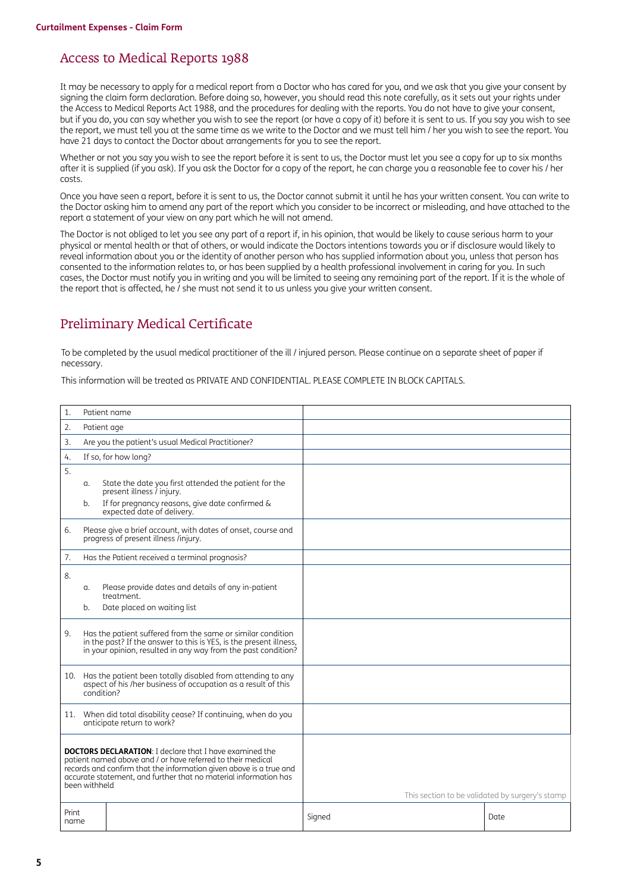## Access to Medical Reports 1988

It may be necessary to apply for a medical report from a Doctor who has cared for you, and we ask that you give your consent by signing the claim form declaration. Before doing so, however, you should read this note carefully, as it sets out your rights under the Access to Medical Reports Act 1988, and the procedures for dealing with the reports. You do not have to give your consent, but if you do, you can say whether you wish to see the report (or have a copy of it) before it is sent to us. If you say you wish to see the report, we must tell you at the same time as we write to the Doctor and we must tell him / her you wish to see the report. You have 21 days to contact the Doctor about arrangements for you to see the report.

Whether or not you say you wish to see the report before it is sent to us, the Doctor must let you see a copy for up to six months after it is supplied (if you ask). If you ask the Doctor for a copy of the report, he can charge you a reasonable fee to cover his / her costs.

Once you have seen a report, before it is sent to us, the Doctor cannot submit it until he has your written consent. You can write to the Doctor asking him to amend any part of the report which you consider to be incorrect or misleading, and have attached to the report a statement of your view on any part which he will not amend.

The Doctor is not obliged to let you see any part of a report if, in his opinion, that would be likely to cause serious harm to your physical or mental health or that of others, or would indicate the Doctors intentions towards you or if disclosure would likely to reveal information about you or the identity of another person who has supplied information about you, unless that person has consented to the information relates to, or has been supplied by a health professional involvement in caring for you. In such cases, the Doctor must notify you in writing and you will be limited to seeing any remaining part of the report. If it is the whole of the report that is affected, he / she must not send it to us unless you give your written consent.

## Preliminary Medical Certificate

To be completed by the usual medical practitioner of the ill / injured person. Please continue on a separate sheet of paper if necessary.

This information will be treated as PRIVATE AND CONFIDENTIAL. PLEASE COMPLETE IN BLOCK CAPITALS.

| | |
|---|---|
| 1. Patient name | |
| 2. Patient age | |
| 3. Are you the patient's usual Medical Practitioner? | |
| 4. If so, for how long? | |
| 5. a. State the date you first attended the patient for the present illness / injury.<br>b. If for pregnancy reasons, give date confirmed & expected date of delivery. | |
| 6. Please give a brief account, with dates of onset, course and progress of present illness /injury. | |
| 7. Has the Patient received a terminal prognosis? | |
| 8. a. Please provide dates and details of any in-patient treatment.<br>b. Date placed on waiting list | |
| 9. Has the patient suffered from the same or similar condition in the past? If the answer to this is YES, is the present illness, in your opinion, resulted in any way from the past condition? | |
| 10. Has the patient been totally disabled from attending to any aspect of his /her business of occupation as a result of this condition? | |
| 11. When did total disability cease? If continuing, when do you anticipate return to work? | |
| **DOCTORS DECLARATION**: I declare that I have examined the patient named above and / or have referred to their medical records and confirm that the information given above is a true and accurate statement, and further that no material information has been withheld | This section to be validated by surgery's stamp |

| Print name | | Signed | Date |
|---|---|---|---|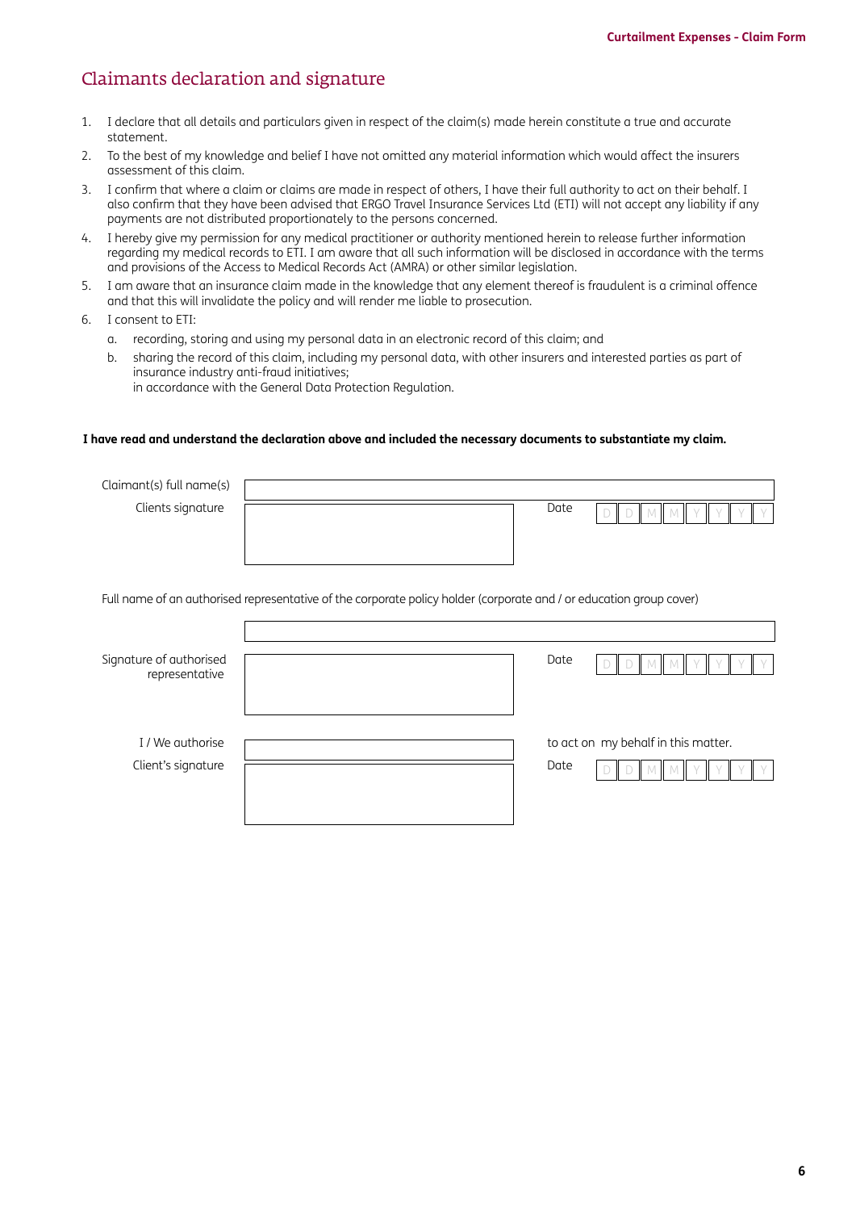## Claimants declaration and signature

1. I declare that all details and particulars given in respect of the claim(s) made herein constitute a true and accurate statement.
2. To the best of my knowledge and belief I have not omitted any material information which would affect the insurers assessment of this claim.
3. I confirm that where a claim or claims are made in respect of others, I have their full authority to act on their behalf. I also confirm that they have been advised that ERGO Travel Insurance Services Ltd (ETI) will not accept any liability if any payments are not distributed proportionately to the persons concerned.
4. I hereby give my permission for any medical practitioner or authority mentioned herein to release further information regarding my medical records to ETI. I am aware that all such information will be disclosed in accordance with the terms and provisions of the Access to Medical Records Act (AMRA) or other similar legislation.
5. I am aware that an insurance claim made in the knowledge that any element thereof is fraudulent is a criminal offence and that this will invalidate the policy and will render me liable to prosecution.
6. I consent to ETI:
   a. recording, storing and using my personal data in an electronic record of this claim; and
   b. sharing the record of this claim, including my personal data, with other insurers and interested parties as part of insurance industry anti-fraud initiatives;
   in accordance with the General Data Protection Regulation.

**I have read and understand the declaration above and included the necessary documents to substantiate my claim.**

Claimant(s) full name(s)

Clients signature | Date D D M M Y Y Y Y

Full name of an authorised representative of the corporate policy holder (corporate and / or education group cover)

Signature of authorised representative | Date D D M M Y Y Y Y

I / We authorise __________ to act on my behalf in this matter.

Client's signature | Date D D M M Y Y Y Y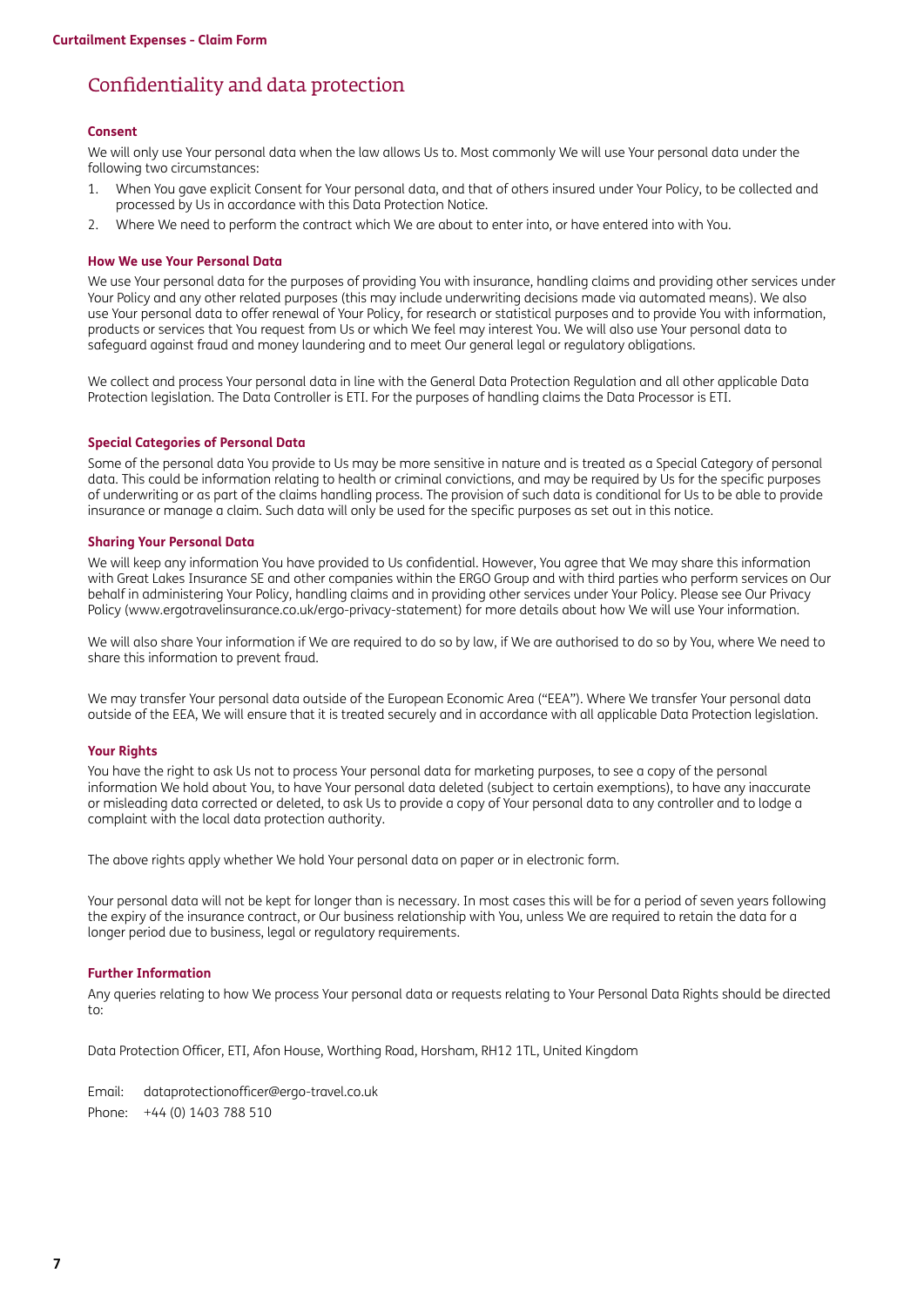# Confidentiality and data protection

### Consent

We will only use Your personal data when the law allows Us to. Most commonly We will use Your personal data under the following two circumstances:

1. When You gave explicit Consent for Your personal data, and that of others insured under Your Policy, to be collected and processed by Us in accordance with this Data Protection Notice.
2. Where We need to perform the contract which We are about to enter into, or have entered into with You.

### How We use Your Personal Data

We use Your personal data for the purposes of providing You with insurance, handling claims and providing other services under Your Policy and any other related purposes (this may include underwriting decisions made via automated means). We also use Your personal data to offer renewal of Your Policy, for research or statistical purposes and to provide You with information, products or services that You request from Us or which We feel may interest You. We will also use Your personal data to safeguard against fraud and money laundering and to meet Our general legal or regulatory obligations.

We collect and process Your personal data in line with the General Data Protection Regulation and all other applicable Data Protection legislation. The Data Controller is ETI. For the purposes of handling claims the Data Processor is ETI.

### Special Categories of Personal Data

Some of the personal data You provide to Us may be more sensitive in nature and is treated as a Special Category of personal data. This could be information relating to health or criminal convictions, and may be required by Us for the specific purposes of underwriting or as part of the claims handling process. The provision of such data is conditional for Us to be able to provide insurance or manage a claim. Such data will only be used for the specific purposes as set out in this notice.

### Sharing Your Personal Data

We will keep any information You have provided to Us confidential. However, You agree that We may share this information with Great Lakes Insurance SE and other companies within the ERGO Group and with third parties who perform services on Our behalf in administering Your Policy, handling claims and in providing other services under Your Policy. Please see Our Privacy Policy (www.ergotravelinsurance.co.uk/ergo-privacy-statement) for more details about how We will use Your information.

We will also share Your information if We are required to do so by law, if We are authorised to do so by You, where We need to share this information to prevent fraud.

We may transfer Your personal data outside of the European Economic Area ("EEA"). Where We transfer Your personal data outside of the EEA, We will ensure that it is treated securely and in accordance with all applicable Data Protection legislation.

### Your Rights

You have the right to ask Us not to process Your personal data for marketing purposes, to see a copy of the personal information We hold about You, to have Your personal data deleted (subject to certain exemptions), to have any inaccurate or misleading data corrected or deleted, to ask Us to provide a copy of Your personal data to any controller and to lodge a complaint with the local data protection authority.

The above rights apply whether We hold Your personal data on paper or in electronic form.

Your personal data will not be kept for longer than is necessary. In most cases this will be for a period of seven years following the expiry of the insurance contract, or Our business relationship with You, unless We are required to retain the data for a longer period due to business, legal or regulatory requirements.

### Further Information

Any queries relating to how We process Your personal data or requests relating to Your Personal Data Rights should be directed to:

Data Protection Officer, ETI, Afon House, Worthing Road, Horsham, RH12 1TL, United Kingdom

Email: dataprotectionofficer@ergo-travel.co.uk
Phone: +44 (0) 1403 788 510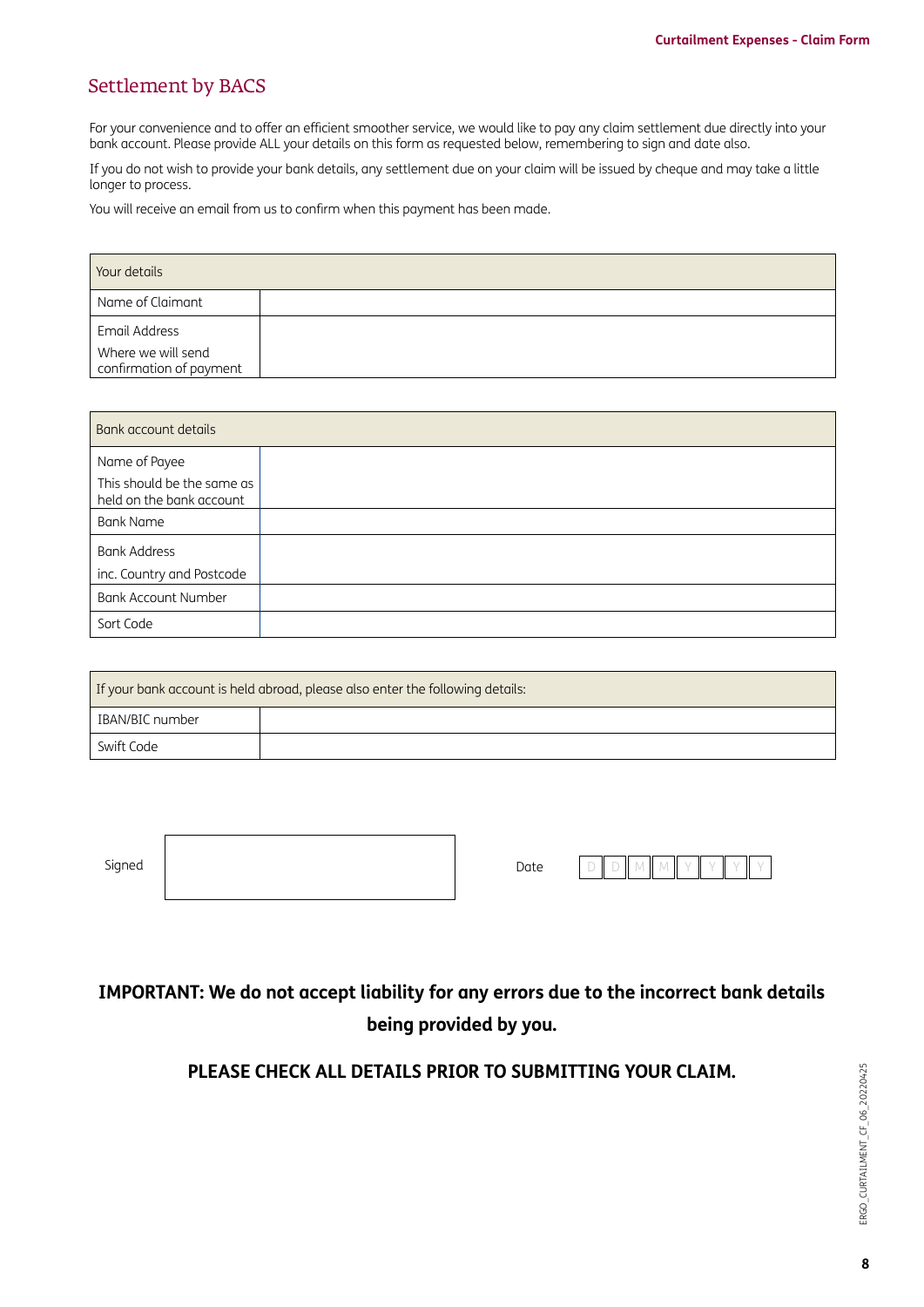## Settlement by BACS

For your convenience and to offer an efficient smoother service, we would like to pay any claim settlement due directly into your bank account. Please provide ALL your details on this form as requested below, remembering to sign and date also.

If you do not wish to provide your bank details, any settlement due on your claim will be issued by cheque and may take a little longer to process.

You will receive an email from us to confirm when this payment has been made.

| Your details | |
|---|---|
| Name of Claimant | |
| Email Address<br>Where we will send confirmation of payment | |

| Bank account details | |
|---|---|
| Name of Payee<br>This should be the same as held on the bank account | |
| Bank Name | |
| Bank Address<br>inc. Country and Postcode | |
| Bank Account Number | |
| Sort Code | |

| If your bank account is held abroad, please also enter the following details: | |
|---|---|
| IBAN/BIC number | |
| Swift Code | |

| | | | |
|---|---|---|---|
| Signed | | Date | D D M M Y Y Y Y |

**IMPORTANT: We do not accept liability for any errors due to the incorrect bank details being provided by you.**

**PLEASE CHECK ALL DETAILS PRIOR TO SUBMITTING YOUR CLAIM.**

ERGO_CURTAILMENT_CF_06_20220425